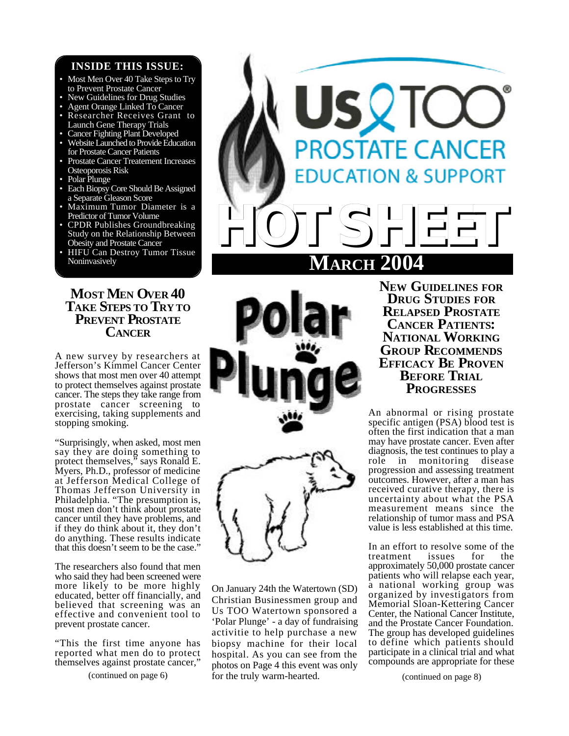# Us TOO Prostate Cancer Education & Support

# HOT SHEET

## MARCH 2004

**INSIDE THIS ISSUE:**

- Most Men Over 40 Take Steps to Try to Prevent Prostate Cancer
- New Guidelines for Drug Studies
- Agent Orange Linked To Cancer
- Researcher Receives Grant to Launch Gene Therapy Trials
- Cancer Fighting Plant Developed
- Website Launched to Provide Education for Prostate Cancer Patients
- Prostate Cancer Treatement Increases Osteoporosis Risk
- Polar Plunge
- Each Biopsy Core Should Be Assigned a Separate Gleason Score
- Maximum Tumor Diameter is a Predictor of Tumor Volume
- CPDR Publishes Groundbreaking Study on the Relationship Between Obesity and Prostate Cancer
- HIFU Can Destroy Tumor Tissue Noninvasively

## Most Men Over 40 Take Steps to Try to Prevent Prostate Cancer

A new survey by researchers at Jefferson's Kimmel Cancer Center shows that most men over 40 attempt to protect themselves against prostate cancer. The steps they take range from prostate cancer screening to exercising, taking supplements and stopping smoking.

"Surprisingly, when asked, most men say they are doing something to protect themselves," says Ronald E. Myers, Ph.D., professor of medicine at Jefferson Medical College of Thomas Jefferson University in Philadelphia. "The presumption is, most men don't think about prostate cancer until they have problems, and if they do think about it, they don't do anything. These results indicate that this doesn't seem to be the case."

The researchers also found that men who said they had been screened were more likely to be more highly educated, better off financially, and believed that screening was an effective and convenient tool to prevent prostate cancer.

"This the first time anyone has reported what men do to protect themselves against prostate cancer,"

(continued on page 6)

## Polar Plunge

On January 24th the Watertown (SD) Christian Businessmen group and Us TOO Watertown sponsored a 'Polar Plunge' - a day of fundraising activitie to help purchase a new biopsy machine for their local hospital. As you can see from the photos on Page 4 this event was only for the truly warm-hearted.

## New Guidelines for Drug Studies for Relapsed Prostate Cancer Patients: National Working Group Recommends Efficacy Be Proven Before Trial Progresses

An abnormal or rising prostate specific antigen (PSA) blood test is often the first indication that a man may have prostate cancer. Even after diagnosis, the test continues to play a role in monitoring disease progression and assessing treatment outcomes. However, after a man has received curative therapy, there is uncertainty about what the PSA measurement means since the relationship of tumor mass and PSA value is less established at this time.

In an effort to resolve some of the treatment issues for the approximately 50,000 prostate cancer patients who will relapse each year, a national working group was organized by investigators from Memorial Sloan-Kettering Cancer Center, the National Cancer Institute, and the Prostate Cancer Foundation. The group has developed guidelines to define which patients should participate in a clinical trial and what compounds are appropriate for these

(continued on page 8)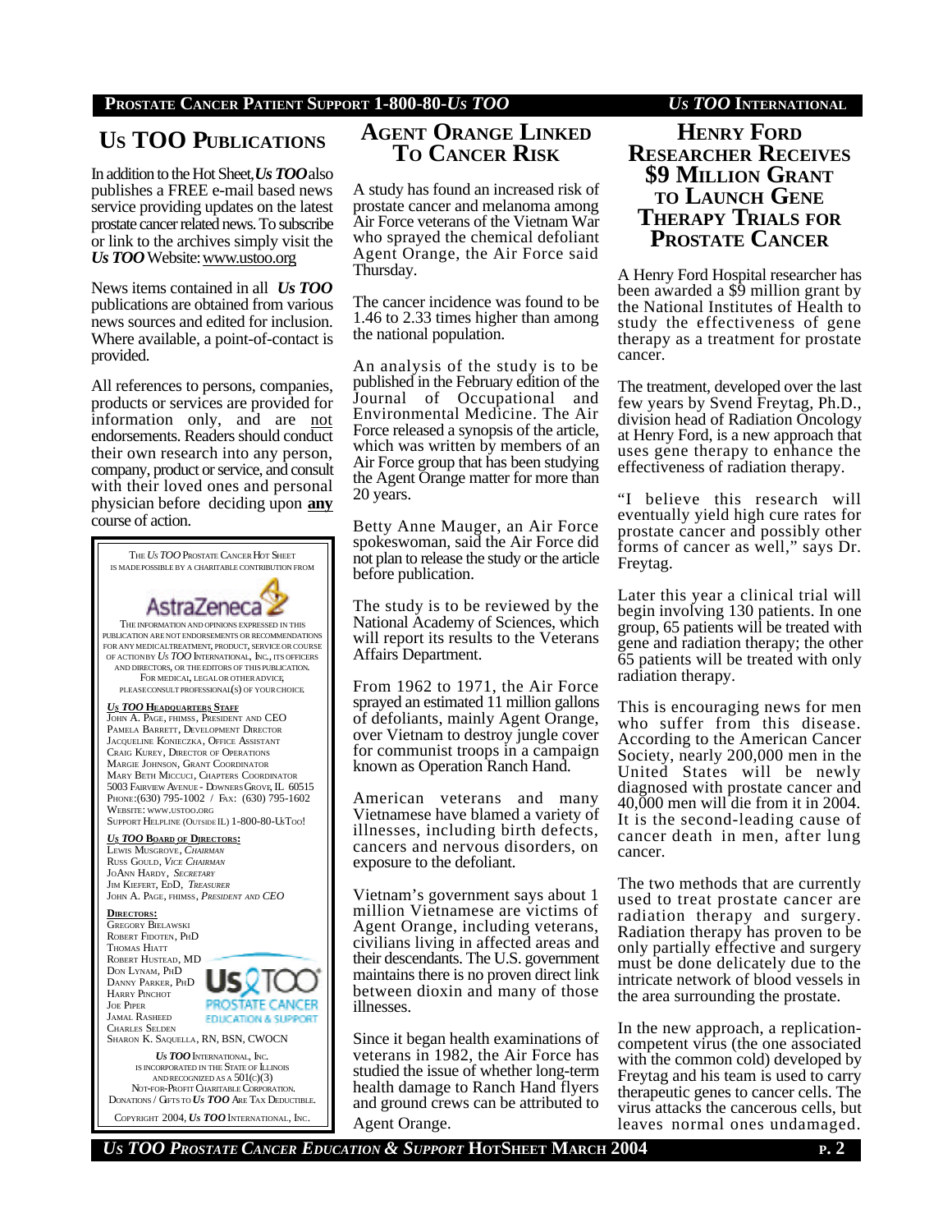## Us TOO Publications

In addition to the Hot Sheet, ***Us TOO*** also publishes a FREE e-mail based news service providing updates on the latest prostate cancer related news. To subscribe or link to the archives simply visit the ***Us TOO*** Website: www.ustoo.org

News items contained in all ***Us TOO*** publications are obtained from various news sources and edited for inclusion. Where available, a point-of-contact is provided.

All references to persons, companies, products or services are provided for information only, and are not endorsements. Readers should conduct their own research into any person, company, product or service, and consult with their loved ones and personal physician before deciding upon **any** course of action.

THE *US TOO* PROSTATE CANCER HOT SHEET IS MADE POSSIBLE BY A CHARITABLE CONTRIBUTION FROM

AstraZeneca

THE INFORMATION AND OPINIONS EXPRESSED IN THIS PUBLICATION ARE NOT ENDORSEMENTS OR RECOMMENDATIONS FOR ANY MEDICAL TREATMENT, PRODUCT, SERVICE OR COURSE OF ACTION BY *US TOO* INTERNATIONAL, INC., ITS OFFICERS AND DIRECTORS, OR THE EDITORS OF THIS PUBLICATION. FOR MEDICAL, LEGAL OR OTHER ADVICE, PLEASE CONSULT PROFESSIONAL(S) OF YOUR CHOICE.

***US TOO* HEADQUARTERS STAFF**
JOHN A. PAGE, FHIMSS, PRESIDENT AND CEO
PAMELA BARRETT, DEVELOPMENT DIRECTOR
JACQUELINE KONIECZKA, OFFICE ASSISTANT
CRAIG KUREY, DIRECTOR OF OPERATIONS
MARGIE JOHNSON, GRANT COORDINATOR
MARY BETH MICCUCI, CHAPTERS COORDINATOR
5003 FAIRVIEW AVENUE - DOWNERS GROVE, IL 60515
PHONE: (630) 795-1002 / FAX: (630) 795-1602
WEBSITE: WWW.USTOO.ORG
SUPPORT HELPLINE (OUTSIDE IL) 1-800-80-USTOO!

***US TOO* BOARD OF DIRECTORS:**
LEWIS MUSGROVE, *CHAIRMAN*
RUSS GOULD, *VICE CHAIRMAN*
JOANN HARDY, *SECRETARY*
JIM KIEFERT, EDD, *TREASURER*
JOHN A. PAGE, FHIMSS, *PRESIDENT AND CEO*

**DIRECTORS:**
GREGORY BIELAWSKI
ROBERT FIDOTEN, PHD
THOMAS HIATT
ROBERT HUSTEAD, MD
DON LYNAM, PHD
DANNY PARKER, PHD
HARRY PINCHOT
JOE PIPER
JAMAL RASHEED
CHARLES SELDEN
SHARON K. SAQUELLA, RN, BSN, CWOCN

Us TOO PROSTATE CANCER EDUCATION & SUPPORT

*US TOO* INTERNATIONAL, INC. IS INCORPORATED IN THE STATE OF ILLINOIS AND RECOGNIZED AS A 501(C)(3) NOT-FOR-PROFIT CHARITABLE CORPORATION. DONATIONS / GIFTS TO *US TOO* ARE TAX DEDUCTIBLE.

COPYRIGHT 2004, *US TOO* INTERNATIONAL, INC.

## Agent Orange Linked To Cancer Risk

A study has found an increased risk of prostate cancer and melanoma among Air Force veterans of the Vietnam War who sprayed the chemical defoliant Agent Orange, the Air Force said Thursday.

The cancer incidence was found to be 1.46 to 2.33 times higher than among the national population.

An analysis of the study is to be published in the February edition of the Journal of Occupational and Environmental Medicine. The Air Force released a synopsis of the article, which was written by members of an Air Force group that has been studying the Agent Orange matter for more than 20 years.

Betty Anne Mauger, an Air Force spokeswoman, said the Air Force did not plan to release the study or the article before publication.

The study is to be reviewed by the National Academy of Sciences, which will report its results to the Veterans Affairs Department.

From 1962 to 1971, the Air Force sprayed an estimated 11 million gallons of defoliants, mainly Agent Orange, over Vietnam to destroy jungle cover for communist troops in a campaign known as Operation Ranch Hand.

American veterans and many Vietnamese have blamed a variety of illnesses, including birth defects, cancers and nervous disorders, on exposure to the defoliant.

Vietnam's government says about 1 million Vietnamese are victims of Agent Orange, including veterans, civilians living in affected areas and their descendants. The U.S. government maintains there is no proven direct link between dioxin and many of those illnesses.

Since it began health examinations of veterans in 1982, the Air Force has studied the issue of whether long-term health damage to Ranch Hand flyers and ground crews can be attributed to Agent Orange.

## Henry Ford Researcher Receives $9 Million Grant to Launch Gene Therapy Trials for Prostate Cancer

A Henry Ford Hospital researcher has been awarded a $9 million grant by the National Institutes of Health to study the effectiveness of gene therapy as a treatment for prostate cancer.

The treatment, developed over the last few years by Svend Freytag, Ph.D., division head of Radiation Oncology at Henry Ford, is a new approach that uses gene therapy to enhance the effectiveness of radiation therapy.

"I believe this research will eventually yield high cure rates for prostate cancer and possibly other forms of cancer as well," says Dr. Freytag.

Later this year a clinical trial will begin involving 130 patients. In one group, 65 patients will be treated with gene and radiation therapy; the other 65 patients will be treated with only radiation therapy.

This is encouraging news for men who suffer from this disease. According to the American Cancer Society, nearly 200,000 men in the United States will be newly diagnosed with prostate cancer and 40,000 men will die from it in 2004. It is the second-leading cause of cancer death in men, after lung cancer.

The two methods that are currently used to treat prostate cancer are radiation therapy and surgery. Radiation therapy has proven to be only partially effective and surgery must be done delicately due to the intricate network of blood vessels in the area surrounding the prostate.

In the new approach, a replication-competent virus (the one associated with the common cold) developed by Freytag and his team is used to carry therapeutic genes to cancer cells. The virus attacks the cancerous cells, but leaves normal ones undamaged.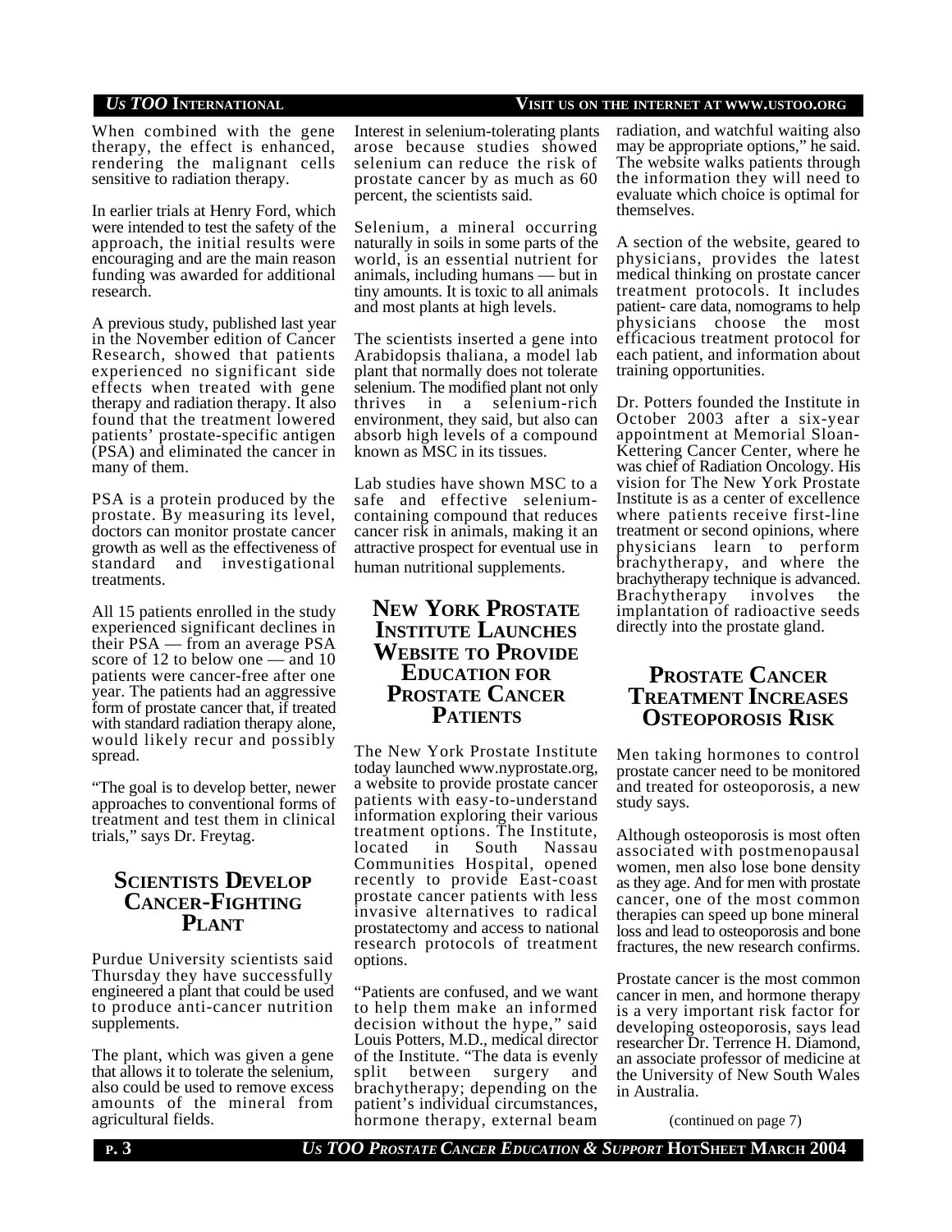When combined with the gene therapy, the effect is enhanced, rendering the malignant cells sensitive to radiation therapy.

In earlier trials at Henry Ford, which were intended to test the safety of the approach, the initial results were encouraging and are the main reason funding was awarded for additional research.

A previous study, published last year in the November edition of Cancer Research, showed that patients experienced no significant side effects when treated with gene therapy and radiation therapy. It also found that the treatment lowered patients' prostate-specific antigen (PSA) and eliminated the cancer in many of them.

PSA is a protein produced by the prostate. By measuring its level, doctors can monitor prostate cancer growth as well as the effectiveness of standard and investigational treatments.

All 15 patients enrolled in the study experienced significant declines in their PSA — from an average PSA score of 12 to below one — and 10 patients were cancer-free after one year. The patients had an aggressive form of prostate cancer that, if treated with standard radiation therapy alone, would likely recur and possibly spread.

"The goal is to develop better, newer approaches to conventional forms of treatment and test them in clinical trials," says Dr. Freytag.

## SCIENTISTS DEVELOP CANCER-FIGHTING PLANT

Purdue University scientists said Thursday they have successfully engineered a plant that could be used to produce anti-cancer nutrition supplements.

The plant, which was given a gene that allows it to tolerate the selenium, also could be used to remove excess amounts of the mineral from agricultural fields.

Interest in selenium-tolerating plants arose because studies showed selenium can reduce the risk of prostate cancer by as much as 60 percent, the scientists said.

Selenium, a mineral occurring naturally in soils in some parts of the world, is an essential nutrient for animals, including humans — but in tiny amounts. It is toxic to all animals and most plants at high levels.

The scientists inserted a gene into Arabidopsis thaliana, a model lab plant that normally does not tolerate selenium. The modified plant not only thrives in a selenium-rich environment, they said, but also can absorb high levels of a compound known as MSC in its tissues.

Lab studies have shown MSC to a safe and effective selenium-containing compound that reduces cancer risk in animals, making it an attractive prospect for eventual use in human nutritional supplements.

## NEW YORK PROSTATE INSTITUTE LAUNCHES WEBSITE TO PROVIDE EDUCATION FOR PROSTATE CANCER PATIENTS

The New York Prostate Institute today launched www.nyprostate.org, a website to provide prostate cancer patients with easy-to-understand information exploring their various treatment options. The Institute, located in South Nassau Communities Hospital, opened recently to provide East-coast prostate cancer patients with less invasive alternatives to radical prostatectomy and access to national research protocols of treatment options.

"Patients are confused, and we want to help them make an informed decision without the hype," said Louis Potters, M.D., medical director of the Institute. "The data is evenly split between surgery and brachytherapy; depending on the patient's individual circumstances, hormone therapy, external beam radiation, and watchful waiting also may be appropriate options," he said. The website walks patients through the information they will need to evaluate which choice is optimal for themselves.

A section of the website, geared to physicians, provides the latest medical thinking on prostate cancer treatment protocols. It includes patient- care data, nomograms to help physicians choose the most efficacious treatment protocol for each patient, and information about training opportunities.

Dr. Potters founded the Institute in October 2003 after a six-year appointment at Memorial Sloan-Kettering Cancer Center, where he was chief of Radiation Oncology. His vision for The New York Prostate Institute is as a center of excellence where patients receive first-line treatment or second opinions, where physicians learn to perform brachytherapy, and where the brachytherapy technique is advanced. Brachytherapy involves the implantation of radioactive seeds directly into the prostate gland.

## PROSTATE CANCER TREATMENT INCREASES OSTEOPOROSIS RISK

Men taking hormones to control prostate cancer need to be monitored and treated for osteoporosis, a new study says.

Although osteoporosis is most often associated with postmenopausal women, men also lose bone density as they age. And for men with prostate cancer, one of the most common therapies can speed up bone mineral loss and lead to osteoporosis and bone fractures, the new research confirms.

Prostate cancer is the most common cancer in men, and hormone therapy is a very important risk factor for developing osteoporosis, says lead researcher Dr. Terrence H. Diamond, an associate professor of medicine at the University of New South Wales in Australia.

(continued on page 7)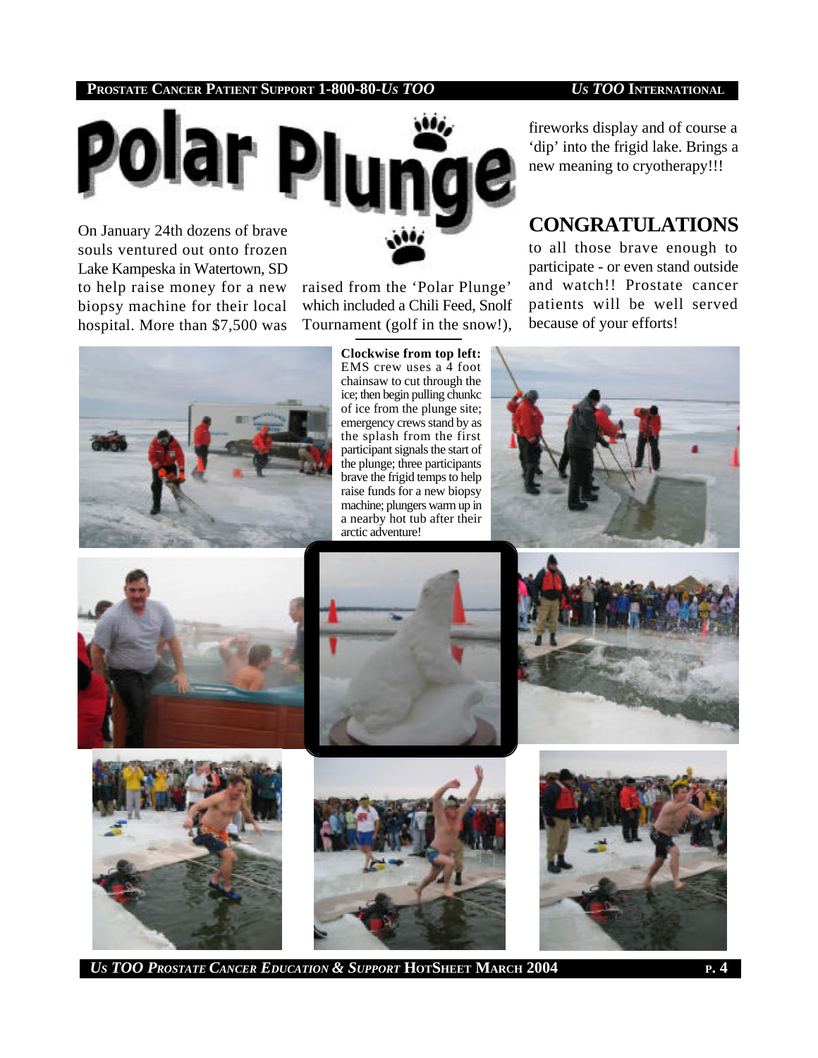# Polar Plunge

On January 24th dozens of brave souls ventured out onto frozen Lake Kampeska in Watertown, SD to help raise money for a new biopsy machine for their local hospital. More than $7,500 was raised from the 'Polar Plunge' which included a Chili Feed, Snolf Tournament (golf in the snow!), fireworks display and of course a 'dip' into the frigid lake. Brings a new meaning to cryotherapy!!!

## CONGRATULATIONS

to all those brave enough to participate - or even stand outside and watch!! Prostate cancer patients will be well served because of your efforts!

**Clockwise from top left:** EMS crew uses a 4 foot chainsaw to cut through the ice; then begin pulling chunkc of ice from the plunge site; emergency crews stand by as the splash from the first participant signals the start of the plunge; three participants brave the frigid temps to help raise funds for a new biopsy machine; plungers warm up in a nearby hot tub after their arctic adventure!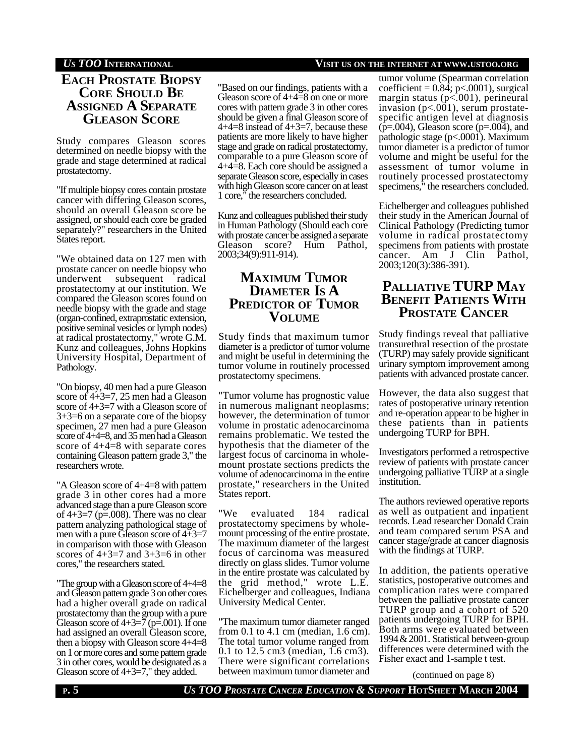## Each Prostate Biopsy Core Should Be Assigned A Separate Gleason Score

Study compares Gleason scores determined on needle biopsy with the grade and stage determined at radical prostatectomy.

"If multiple biopsy cores contain prostate cancer with differing Gleason scores, should an overall Gleason score be assigned, or should each core be graded separately?" researchers in the United States report.

"We obtained data on 127 men with prostate cancer on needle biopsy who underwent subsequent radical prostatectomy at our institution. We compared the Gleason scores found on needle biopsy with the grade and stage (organ-confined, extraprostatic extension, positive seminal vesicles or lymph nodes) at radical prostatectomy," wrote G.M. Kunz and colleagues, Johns Hopkins University Hospital, Department of Pathology.

"On biopsy, 40 men had a pure Gleason score of 4+3=7, 25 men had a Gleason score of 4+3=7 with a Gleason score of 3+3=6 on a separate core of the biopsy specimen, 27 men had a pure Gleason score of 4+4=8, and 35 men had a Gleason score of 4+4=8 with separate cores containing Gleason pattern grade 3," the researchers wrote.

"A Gleason score of 4+4=8 with pattern grade 3 in other cores had a more advanced stage than a pure Gleason score of 4+3=7 (p=.008). There was no clear pattern analyzing pathological stage of men with a pure Gleason score of 4+3=7 in comparison with those with Gleason scores of 4+3=7 and 3+3=6 in other cores," the researchers stated.

"The group with a Gleason score of 4+4=8 and Gleason pattern grade 3 on other cores had a higher overall grade on radical prostatectomy than the group with a pure Gleason score of 4+3=7 (p=.001). If one had assigned an overall Gleason score, then a biopsy with Gleason score 4+4=8 on 1 or more cores and some pattern grade 3 in other cores, would be designated as a Gleason score of 4+3=7," they added.

"Based on our findings, patients with a Gleason score of 4+4=8 on one or more cores with pattern grade 3 in other cores should be given a final Gleason score of 4+4=8 instead of 4+3=7, because these patients are more likely to have higher stage and grade on radical prostatectomy, comparable to a pure Gleason score of 4+4=8. Each core should be assigned a separate Gleason score, especially in cases with high Gleason score cancer on at least 1 core," the researchers concluded.

Kunz and colleagues published their study in Human Pathology (Should each core with prostate cancer be assigned a separate Gleason score? Hum Pathol, 2003;34(9):911-914).

## Maximum Tumor Diameter Is A Predictor of Tumor Volume

Study finds that maximum tumor diameter is a predictor of tumor volume and might be useful in determining the tumor volume in routinely processed prostatectomy specimens.

"Tumor volume has prognostic value in numerous malignant neoplasms; however, the determination of tumor volume in prostatic adenocarcinoma remains problematic. We tested the hypothesis that the diameter of the largest focus of carcinoma in whole-mount prostate sections predicts the volume of adenocarcinoma in the entire prostate," researchers in the United States report.

"We evaluated 184 radical prostatectomy specimens by whole-mount processing of the entire prostate. The maximum diameter of the largest focus of carcinoma was measured directly on glass slides. Tumor volume in the entire prostate was calculated by the grid method," wrote L.E. Eichelberger and colleagues, Indiana University Medical Center.

"The maximum tumor diameter ranged from 0.1 to 4.1 cm (median, 1.6 cm). The total tumor volume ranged from 0.1 to 12.5 cm3 (median, 1.6 cm3). There were significant correlations between maximum tumor diameter and tumor volume (Spearman correlation coefficient = 0.84; p<.0001), surgical margin status (p<.001), perineural invasion (p<.001), serum prostate-specific antigen level at diagnosis (p=.004), Gleason score (p=.004), and pathologic stage (p<.0001). Maximum tumor diameter is a predictor of tumor volume and might be useful for the assessment of tumor volume in routinely processed prostatectomy specimens," the researchers concluded.

Eichelberger and colleagues published their study in the American Journal of Clinical Pathology (Predicting tumor volume in radical prostatectomy specimens from patients with prostate cancer. Am J Clin Pathol, 2003;120(3):386-391).

## Palliative TURP May Benefit Patients With Prostate Cancer

Study findings reveal that palliative transurethral resection of the prostate (TURP) may safely provide significant urinary symptom improvement among patients with advanced prostate cancer.

However, the data also suggest that rates of postoperative urinary retention and re-operation appear to be higher in these patients than in patients undergoing TURP for BPH.

Investigators performed a retrospective review of patients with prostate cancer undergoing palliative TURP at a single institution.

The authors reviewed operative reports as well as outpatient and inpatient records. Lead researcher Donald Crain and team compared serum PSA and cancer stage/grade at cancer diagnosis with the findings at TURP.

In addition, the patients operative statistics, postoperative outcomes and complication rates were compared between the palliative prostate cancer TURP group and a cohort of 520 patients undergoing TURP for BPH. Both arms were evaluated between 1994 & 2001. Statistical between-group differences were determined with the Fisher exact and 1-sample t test.

(continued on page 8)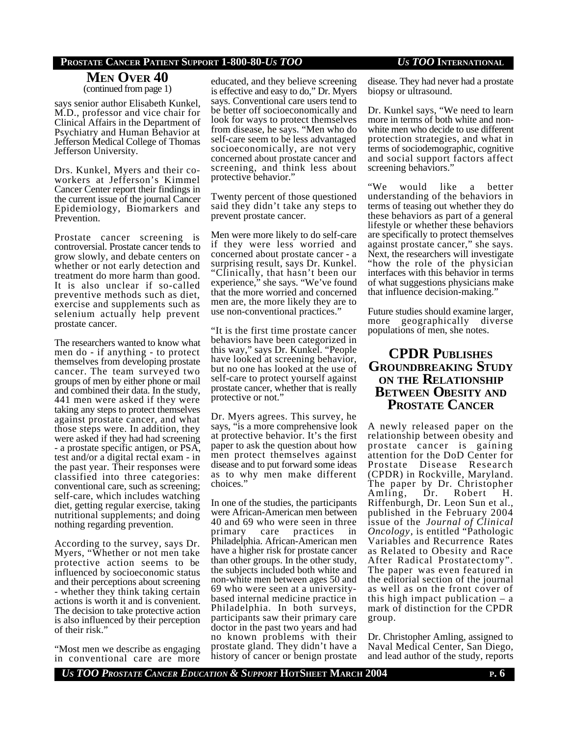## Men Over 40

(continued from page 1)

says senior author Elisabeth Kunkel, M.D., professor and vice chair for Clinical Affairs in the Department of Psychiatry and Human Behavior at Jefferson Medical College of Thomas Jefferson University.

Drs. Kunkel, Myers and their co-workers at Jefferson's Kimmel Cancer Center report their findings in the current issue of the journal Cancer Epidemiology, Biomarkers and Prevention.

Prostate cancer screening is controversial. Prostate cancer tends to grow slowly, and debate centers on whether or not early detection and treatment do more harm than good. It is also unclear if so-called preventive methods such as diet, exercise and supplements such as selenium actually help prevent prostate cancer.

The researchers wanted to know what men do - if anything - to protect themselves from developing prostate cancer. The team surveyed two groups of men by either phone or mail and combined their data. In the study, 441 men were asked if they were taking any steps to protect themselves against prostate cancer, and what those steps were. In addition, they were asked if they had had screening - a prostate specific antigen, or PSA, test and/or a digital rectal exam - in the past year. Their responses were classified into three categories: conventional care, such as screening; self-care, which includes watching diet, getting regular exercise, taking nutritional supplements; and doing nothing regarding prevention.

According to the survey, says Dr. Myers, "Whether or not men take protective action seems to be influenced by socioeconomic status and their perceptions about screening - whether they think taking certain actions is worth it and is convenient. The decision to take protective action is also influenced by their perception of their risk."

"Most men we describe as engaging in conventional care are more educated, and they believe screening is effective and easy to do," Dr. Myers says. Conventional care users tend to be better off socioeconomically and look for ways to protect themselves from disease, he says. "Men who do self-care seem to be less advantaged socioeconomically, are not very concerned about prostate cancer and screening, and think less about protective behavior."

Twenty percent of those questioned said they didn't take any steps to prevent prostate cancer.

Men were more likely to do self-care if they were less worried and concerned about prostate cancer - a surprising result, says Dr. Kunkel. "Clinically, that hasn't been our experience," she says. "We've found that the more worried and concerned men are, the more likely they are to use non-conventional practices."

"It is the first time prostate cancer behaviors have been categorized in this way," says Dr. Kunkel. "People have looked at screening behavior, but no one has looked at the use of self-care to protect yourself against prostate cancer, whether that is really protective or not."

Dr. Myers agrees. This survey, he says, "is a more comprehensive look at protective behavior. It's the first paper to ask the question about how men protect themselves against disease and to put forward some ideas as to why men make different choices."

In one of the studies, the participants were African-American men between 40 and 69 who were seen in three primary care practices in Philadelphia. African-American men have a higher risk for prostate cancer than other groups. In the other study, the subjects included both white and non-white men between ages 50 and 69 who were seen at a university-based internal medicine practice in Philadelphia. In both surveys, participants saw their primary care doctor in the past two years and had no known problems with their prostate gland. They didn't have a history of cancer or benign prostate disease. They had never had a prostate biopsy or ultrasound.

Dr. Kunkel says, "We need to learn more in terms of both white and non-white men who decide to use different protection strategies, and what in terms of sociodemographic, cognitive and social support factors affect screening behaviors."

"We would like a better understanding of the behaviors in terms of teasing out whether they do these behaviors as part of a general lifestyle or whether these behaviors are specifically to protect themselves against prostate cancer," she says. Next, the researchers will investigate "how the role of the physician interfaces with this behavior in terms of what suggestions physicians make that influence decision-making."

Future studies should examine larger, more geographically diverse populations of men, she notes.

## CPDR Publishes Groundbreaking Study on the Relationship Between Obesity and Prostate Cancer

A newly released paper on the relationship between obesity and prostate cancer is gaining attention for the DoD Center for Prostate Disease Research (CPDR) in Rockville, Maryland. The paper by Dr. Christopher Amling, Dr. Robert H. Riffenburgh, Dr. Leon Sun et al., published in the February 2004 issue of the *Journal of Clinical Oncology*, is entitled "Pathologic Variables and Recurrence Rates as Related to Obesity and Race After Radical Prostatectomy". The paper was even featured in the editorial section of the journal as well as on the front cover of this high impact publication – a mark of distinction for the CPDR group.

Dr. Christopher Amling, assigned to Naval Medical Center, San Diego, and lead author of the study, reports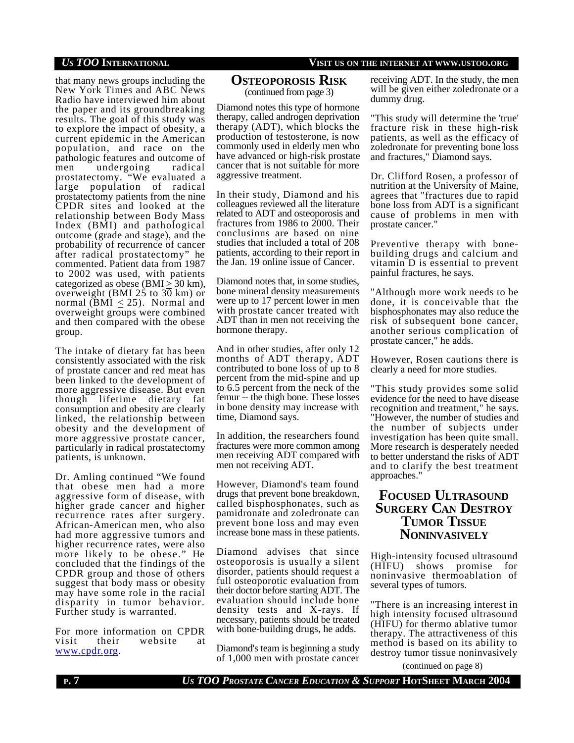that many news groups including the New York Times and ABC News Radio have interviewed him about the paper and its groundbreaking results. The goal of this study was to explore the impact of obesity, a current epidemic in the American population, and race on the pathologic features and outcome of men undergoing radical prostatectomy. "We evaluated a large population of radical prostatectomy patients from the nine CPDR sites and looked at the relationship between Body Mass Index (BMI) and pathological outcome (grade and stage), and the probability of recurrence of cancer after radical prostatectomy" he commented. Patient data from 1987 to 2002 was used, with patients categorized as obese (BMI $\geq$ 30 km), overweight (BMI 25 to 30 km) or normal (BMI $\leq$ 25). Normal and overweight groups were combined and then compared with the obese group.

The intake of dietary fat has been consistently associated with the risk of prostate cancer and red meat has been linked to the development of more aggressive disease. But even though lifetime dietary fat consumption and obesity are clearly linked, the relationship between obesity and the development of more aggressive prostate cancer, particularly in radical prostatectomy patients, is unknown.

Dr. Amling continued "We found that obese men had a more aggressive form of disease, with higher grade cancer and higher recurrence rates after surgery. African-American men, who also had more aggressive tumors and higher recurrence rates, were also more likely to be obese." He concluded that the findings of the CPDR group and those of others suggest that body mass or obesity may have some role in the racial disparity in tumor behavior. Further study is warranted.

For more information on CPDR visit their website at www.cpdr.org.

## Osteoporosis Risk
(continued from page 3)

Diamond notes this type of hormone therapy, called androgen deprivation therapy (ADT), which blocks the production of testosterone, is now commonly used in elderly men who have advanced or high-risk prostate cancer that is not suitable for more aggressive treatment.

In their study, Diamond and his colleagues reviewed all the literature related to ADT and osteoporosis and fractures from 1986 to 2000. Their conclusions are based on nine studies that included a total of 208 patients, according to their report in the Jan. 19 online issue of Cancer.

Diamond notes that, in some studies, bone mineral density measurements were up to 17 percent lower in men with prostate cancer treated with ADT than in men not receiving the hormone therapy.

And in other studies, after only 12 months of ADT therapy, ADT contributed to bone loss of up to 8 percent from the mid-spine and up to 6.5 percent from the neck of the femur -- the thigh bone. These losses in bone density may increase with time, Diamond says.

In addition, the researchers found fractures were more common among men receiving ADT compared with men not receiving ADT.

However, Diamond's team found drugs that prevent bone breakdown, called bisphosphonates, such as pamidronate and zoledronate can prevent bone loss and may even increase bone mass in these patients.

Diamond advises that since osteoporosis is usually a silent disorder, patients should request a full osteoporotic evaluation from their doctor before starting ADT. The evaluation should include bone density tests and X-rays. If necessary, patients should be treated with bone-building drugs, he adds.

Diamond's team is beginning a study of 1,000 men with prostate cancer receiving ADT. In the study, the men will be given either zoledronate or a dummy drug.

"This study will determine the 'true' fracture risk in these high-risk patients, as well as the efficacy of zoledronate for preventing bone loss and fractures," Diamond says.

Dr. Clifford Rosen, a professor of nutrition at the University of Maine, agrees that "fractures due to rapid bone loss from ADT is a significant cause of problems in men with prostate cancer."

Preventive therapy with bone-building drugs and calcium and vitamin D is essential to prevent painful fractures, he says.

"Although more work needs to be done, it is conceivable that the bisphosphonates may also reduce the risk of subsequent bone cancer, another serious complication of prostate cancer," he adds.

However, Rosen cautions there is clearly a need for more studies.

"This study provides some solid evidence for the need to have disease recognition and treatment," he says. "However, the number of studies and the number of subjects under investigation has been quite small. More research is desperately needed to better understand the risks of ADT and to clarify the best treatment approaches."

## Focused Ultrasound Surgery Can Destroy Tumor Tissue Noninvasively

High-intensity focused ultrasound (HIFU) shows promise for noninvasive thermoablation of several types of tumors.

"There is an increasing interest in high intensity focused ultrasound (HIFU) for thermo ablative tumor therapy. The attractiveness of this method is based on its ability to destroy tumor tissue noninvasively

(continued on page 8)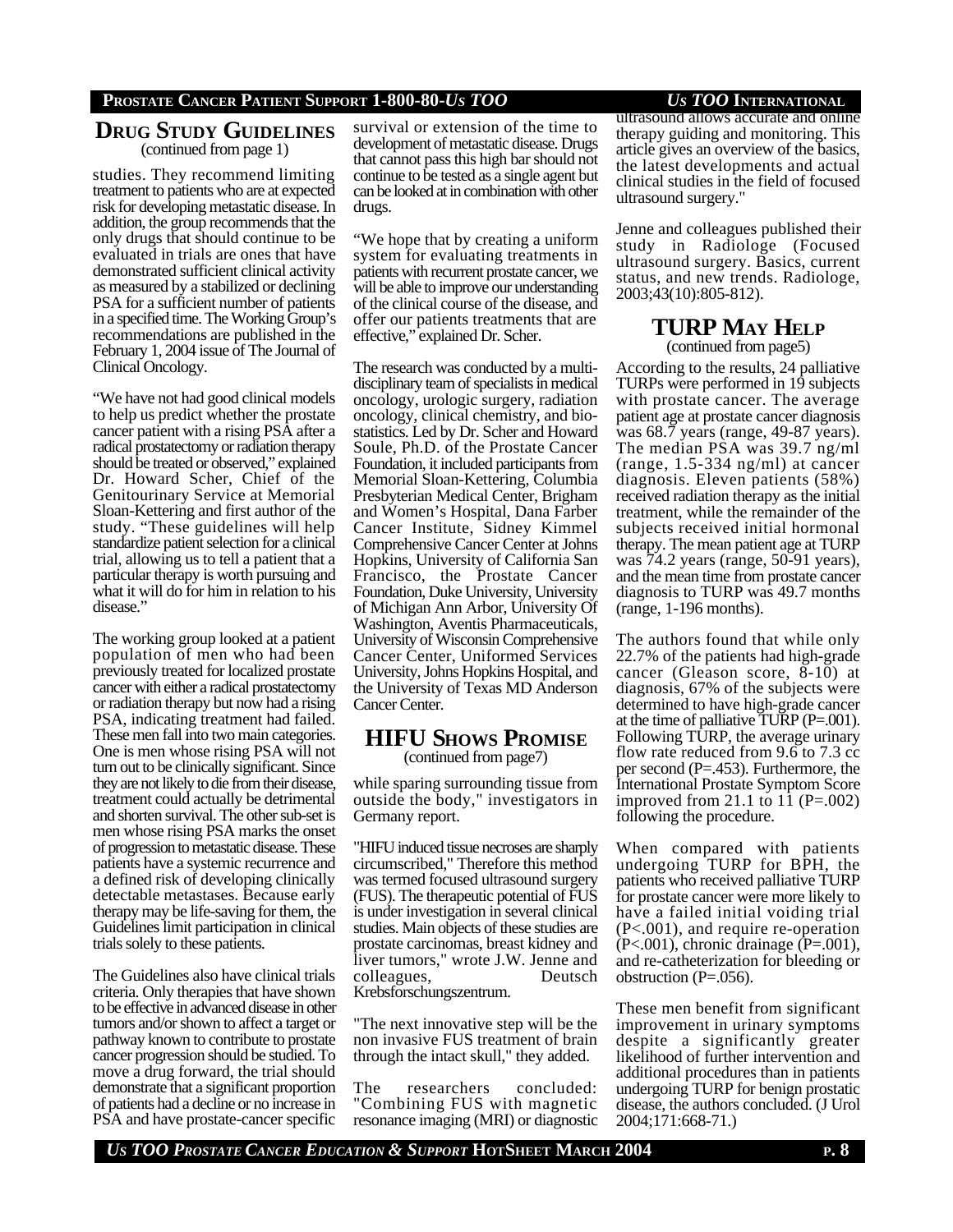## Drug Study Guidelines

(continued from page 1)

studies. They recommend limiting treatment to patients who are at expected risk for developing metastatic disease. In addition, the group recommends that the only drugs that should continue to be evaluated in trials are ones that have demonstrated sufficient clinical activity as measured by a stabilized or declining PSA for a sufficient number of patients in a specified time. The Working Group's recommendations are published in the February 1, 2004 issue of The Journal of Clinical Oncology.

"We have not had good clinical models to help us predict whether the prostate cancer patient with a rising PSA after a radical prostatectomy or radiation therapy should be treated or observed," explained Dr. Howard Scher, Chief of the Genitourinary Service at Memorial Sloan-Kettering and first author of the study. "These guidelines will help standardize patient selection for a clinical trial, allowing us to tell a patient that a particular therapy is worth pursuing and what it will do for him in relation to his disease."

The working group looked at a patient population of men who had been previously treated for localized prostate cancer with either a radical prostatectomy or radiation therapy but now had a rising PSA, indicating treatment had failed. These men fall into two main categories. One is men whose rising PSA will not turn out to be clinically significant. Since they are not likely to die from their disease, treatment could actually be detrimental and shorten survival. The other sub-set is men whose rising PSA marks the onset of progression to metastatic disease. These patients have a systemic recurrence and a defined risk of developing clinically detectable metastases. Because early therapy may be life-saving for them, the Guidelines limit participation in clinical trials solely to these patients.

The Guidelines also have clinical trials criteria. Only therapies that have shown to be effective in advanced disease in other tumors and/or shown to affect a target or pathway known to contribute to prostate cancer progression should be studied. To move a drug forward, the trial should demonstrate that a significant proportion of patients had a decline or no increase in PSA and have prostate-cancer specific survival or extension of the time to development of metastatic disease. Drugs that cannot pass this high bar should not continue to be tested as a single agent but can be looked at in combination with other drugs.

"We hope that by creating a uniform system for evaluating treatments in patients with recurrent prostate cancer, we will be able to improve our understanding of the clinical course of the disease, and offer our patients treatments that are effective," explained Dr. Scher.

The research was conducted by a multi-disciplinary team of specialists in medical oncology, urologic surgery, radiation oncology, clinical chemistry, and bio-statistics. Led by Dr. Scher and Howard Soule, Ph.D. of the Prostate Cancer Foundation, it included participants from Memorial Sloan-Kettering, Columbia Presbyterian Medical Center, Brigham and Women's Hospital, Dana Farber Cancer Institute, Sidney Kimmel Comprehensive Cancer Center at Johns Hopkins, University of California San Francisco, the Prostate Cancer Foundation, Duke University, University of Michigan Ann Arbor, University Of Washington, Aventis Pharmaceuticals, University of Wisconsin Comprehensive Cancer Center, Uniformed Services University, Johns Hopkins Hospital, and the University of Texas MD Anderson Cancer Center.

## HIFU Shows Promise

(continued from page7)

while sparing surrounding tissue from outside the body," investigators in Germany report.

"HIFU induced tissue necroses are sharply circumscribed," Therefore this method was termed focused ultrasound surgery (FUS). The therapeutic potential of FUS is under investigation in several clinical studies. Main objects of these studies are prostate carcinomas, breast kidney and liver tumors," wrote J.W. Jenne and colleagues, Deutsch Krebsforschungszentrum.

"The next innovative step will be the non invasive FUS treatment of brain through the intact skull," they added.

The researchers concluded: "Combining FUS with magnetic resonance imaging (MRI) or diagnostic ultrasound allows accurate and online therapy guiding and monitoring. This article gives an overview of the basics, the latest developments and actual clinical studies in the field of focused ultrasound surgery."

Jenne and colleagues published their study in Radiologe (Focused ultrasound surgery. Basics, current status, and new trends. Radiologe, 2003;43(10):805-812).

## TURP May Help

(continued from page5)

According to the results, 24 palliative TURPs were performed in 19 subjects with prostate cancer. The average patient age at prostate cancer diagnosis was 68.7 years (range, 49-87 years). The median PSA was 39.7 ng/ml (range, 1.5-334 ng/ml) at cancer diagnosis. Eleven patients (58%) received radiation therapy as the initial treatment, while the remainder of the subjects received initial hormonal therapy. The mean patient age at TURP was 74.2 years (range, 50-91 years), and the mean time from prostate cancer diagnosis to TURP was 49.7 months (range, 1-196 months).

The authors found that while only 22.7% of the patients had high-grade cancer (Gleason score, 8-10) at diagnosis, 67% of the subjects were determined to have high-grade cancer at the time of palliative TURP (P=.001). Following TURP, the average urinary flow rate reduced from 9.6 to 7.3 cc per second (P=.453). Furthermore, the International Prostate Symptom Score improved from 21.1 to 11 (P=.002) following the procedure.

When compared with patients undergoing TURP for BPH, the patients who received palliative TURP for prostate cancer were more likely to have a failed initial voiding trial (P<.001), and require re-operation (P<.001), chronic drainage (P=.001), and re-catheterization for bleeding or obstruction (P=.056).

These men benefit from significant improvement in urinary symptoms despite a significantly greater likelihood of further intervention and additional procedures than in patients undergoing TURP for benign prostatic disease, the authors concluded. (J Urol 2004;171:668-71.)